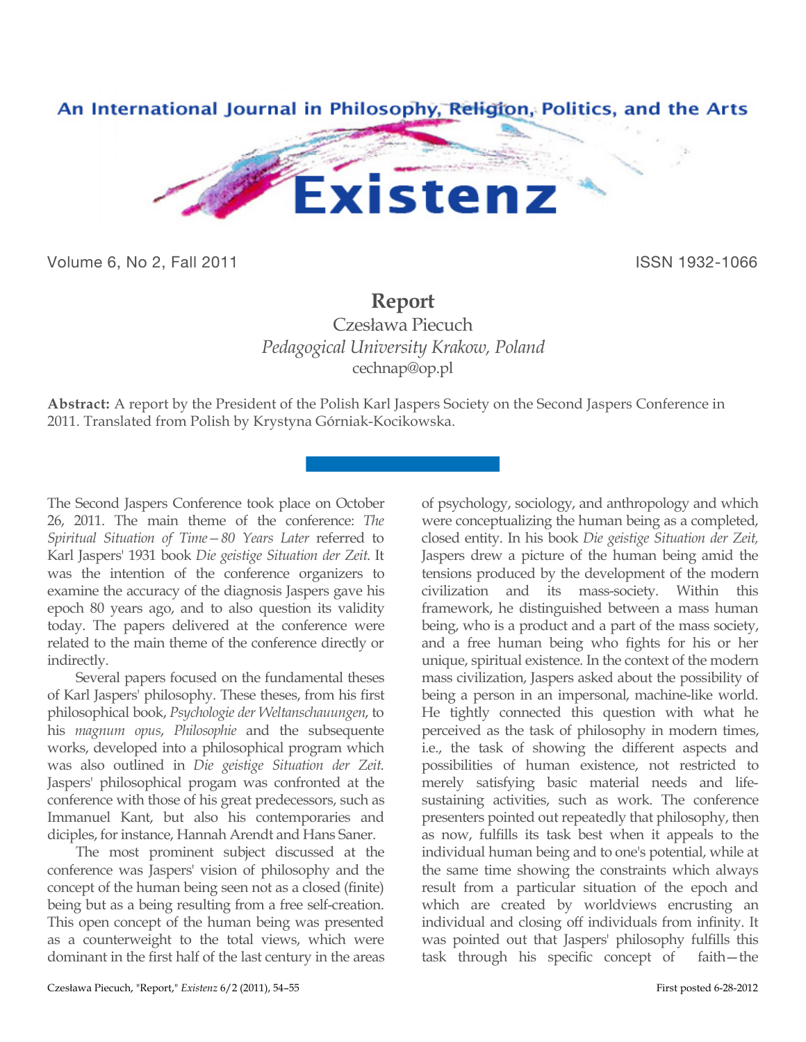An International Journal in Philosophy, Religion, Politics, and the Arts

# Existenz

Volume 6, No 2, Fall 2011 ISSN 1932-1066

## Report

Czesława Piecuch
*Pedagogical University Krakow, Poland*
cechnap@op.pl

**Abstract:** A report by the President of the Polish Karl Jaspers Society on the Second Jaspers Conference in 2011. Translated from Polish by Krystyna Górniak-Kocikowska.

The Second Jaspers Conference took place on October 26, 2011. The main theme of the conference: *The Spiritual Situation of Time—80 Years Later* referred to Karl Jaspers' 1931 book *Die geistige Situation der Zeit.* It was the intention of the conference organizers to examine the accuracy of the diagnosis Jaspers gave his epoch 80 years ago, and to also question its validity today. The papers delivered at the conference were related to the main theme of the conference directly or indirectly.

Several papers focused on the fundamental theses of Karl Jaspers' philosophy. These theses, from his first philosophical book, *Psychologie der Weltanschauungen*, to his *magnum opus*, *Philosophie* and the subsequente works, developed into a philosophical program which was also outlined in *Die geistige Situation der Zeit*. Jaspers' philosophical progam was confronted at the conference with those of his great predecessors, such as Immanuel Kant, but also his contemporaries and diciples, for instance, Hannah Arendt and Hans Saner.

The most prominent subject discussed at the conference was Jaspers' vision of philosophy and the concept of the human being seen not as a closed (finite) being but as a being resulting from a free self-creation. This open concept of the human being was presented as a counterweight to the total views, which were dominant in the first half of the last century in the areas of psychology, sociology, and anthropology and which were conceptualizing the human being as a completed, closed entity. In his book *Die geistige Situation der Zeit,* Jaspers drew a picture of the human being amid the tensions produced by the development of the modern civilization and its mass-society. Within this framework, he distinguished between a mass human being, who is a product and a part of the mass society, and a free human being who fights for his or her unique, spiritual existence. In the context of the modern mass civilization, Jaspers asked about the possibility of being a person in an impersonal, machine-like world. He tightly connected this question with what he perceived as the task of philosophy in modern times, i.e., the task of showing the different aspects and possibilities of human existence, not restricted to merely satisfying basic material needs and life-sustaining activities, such as work. The conference presenters pointed out repeatedly that philosophy, then as now, fulfills its task best when it appeals to the individual human being and to one's potential, while at the same time showing the constraints which always result from a particular situation of the epoch and which are created by worldviews encrusting an individual and closing off individuals from infinity. It was pointed out that Jaspers' philosophy fulfills this task through his specific concept of faith—the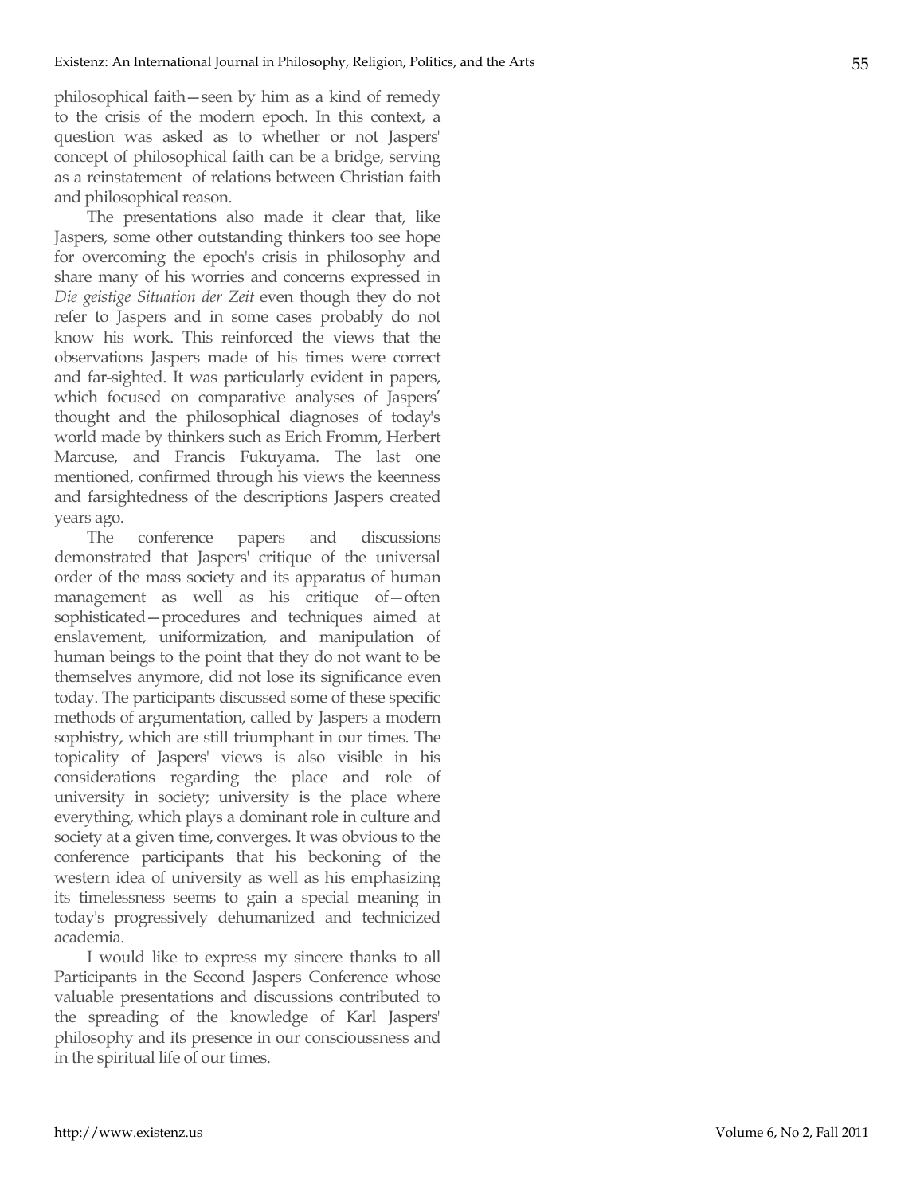philosophical faith—seen by him as a kind of remedy to the crisis of the modern epoch. In this context, a question was asked as to whether or not Jaspers' concept of philosophical faith can be a bridge, serving as a reinstatement of relations between Christian faith and philosophical reason.

The presentations also made it clear that, like Jaspers, some other outstanding thinkers too see hope for overcoming the epoch's crisis in philosophy and share many of his worries and concerns expressed in *Die geistige Situation der Zeit* even though they do not refer to Jaspers and in some cases probably do not know his work. This reinforced the views that the observations Jaspers made of his times were correct and far-sighted. It was particularly evident in papers, which focused on comparative analyses of Jaspers' thought and the philosophical diagnoses of today's world made by thinkers such as Erich Fromm, Herbert Marcuse, and Francis Fukuyama. The last one mentioned, confirmed through his views the keenness and farsightedness of the descriptions Jaspers created years ago.

The conference papers and discussions demonstrated that Jaspers' critique of the universal order of the mass society and its apparatus of human management as well as his critique of—often sophisticated—procedures and techniques aimed at enslavement, uniformization, and manipulation of human beings to the point that they do not want to be themselves anymore, did not lose its significance even today. The participants discussed some of these specific methods of argumentation, called by Jaspers a modern sophistry, which are still triumphant in our times. The topicality of Jaspers' views is also visible in his considerations regarding the place and role of university in society; university is the place where everything, which plays a dominant role in culture and society at a given time, converges. It was obvious to the conference participants that his beckoning of the western idea of university as well as his emphasizing its timelessness seems to gain a special meaning in today's progressively dehumanized and technicized academia.

I would like to express my sincere thanks to all Participants in the Second Jaspers Conference whose valuable presentations and discussions contributed to the spreading of the knowledge of Karl Jaspers' philosophy and its presence in our consciousness and in the spiritual life of our times.